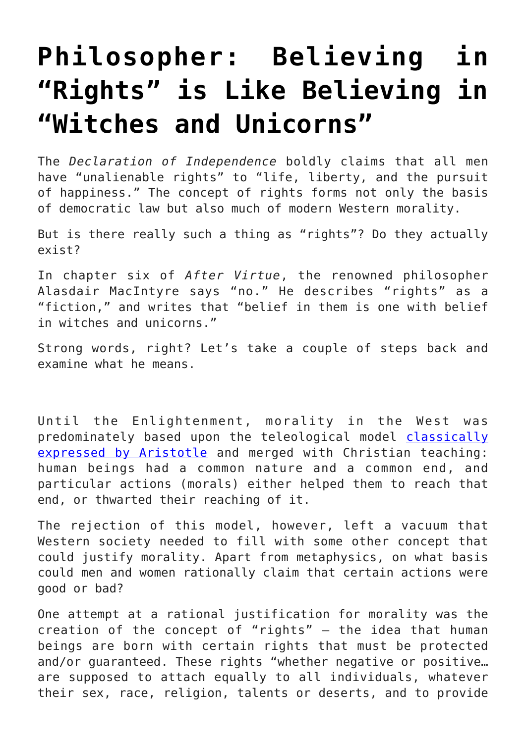# Philosopher: Believing in "Rights" is Like Believing in "Witches and Unicorns"

The *Declaration of Independence* boldly claims that all men have "unalienable rights" to "life, liberty, and the pursuit of happiness." The concept of rights forms not only the basis of democratic law but also much of modern Western morality.

But is there really such a thing as "rights"? Do they actually exist?

In chapter six of *After Virtue*, the renowned philosopher Alasdair MacIntyre says "no." He describes "rights" as a "fiction," and writes that "belief in them is one with belief in witches and unicorns."

Strong words, right? Let's take a couple of steps back and examine what he means.

Until the Enlightenment, morality in the West was predominately based upon the teleological model [classically expressed by Aristotle]() and merged with Christian teaching: human beings had a common nature and a common end, and particular actions (morals) either helped them to reach that end, or thwarted their reaching of it.

The rejection of this model, however, left a vacuum that Western society needed to fill with some other concept that could justify morality. Apart from metaphysics, on what basis could men and women rationally claim that certain actions were good or bad?

One attempt at a rational justification for morality was the creation of the concept of "rights" – the idea that human beings are born with certain rights that must be protected and/or guaranteed. These rights "whether negative or positive… are supposed to attach equally to all individuals, whatever their sex, race, religion, talents or deserts, and to provide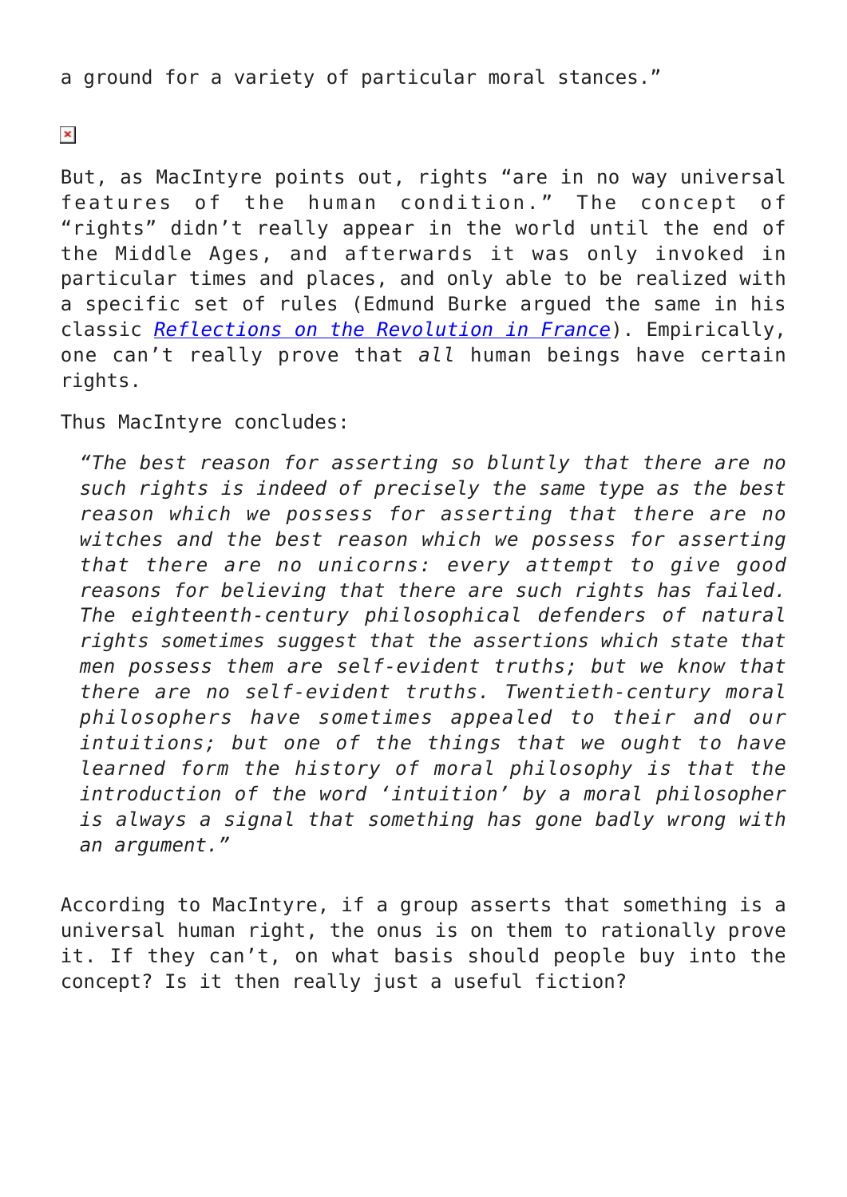a ground for a variety of particular moral stances."

But, as MacIntyre points out, rights "are in no way universal features of the human condition." The concept of "rights" didn't really appear in the world until the end of the Middle Ages, and afterwards it was only invoked in particular times and places, and only able to be realized with a specific set of rules (Edmund Burke argued the same in his classic *Reflections on the Revolution in France*). Empirically, one can't really prove that *all* human beings have certain rights.

Thus MacIntyre concludes:

> *"The best reason for asserting so bluntly that there are no such rights is indeed of precisely the same type as the best reason which we possess for asserting that there are no witches and the best reason which we possess for asserting that there are no unicorns: every attempt to give good reasons for believing that there are such rights has failed. The eighteenth-century philosophical defenders of natural rights sometimes suggest that the assertions which state that men possess them are self-evident truths; but we know that there are no self-evident truths. Twentieth-century moral philosophers have sometimes appealed to their and our intuitions; but one of the things that we ought to have learned form the history of moral philosophy is that the introduction of the word 'intuition' by a moral philosopher is always a signal that something has gone badly wrong with an argument."*

According to MacIntyre, if a group asserts that something is a universal human right, the onus is on them to rationally prove it. If they can't, on what basis should people buy into the concept? Is it then really just a useful fiction?